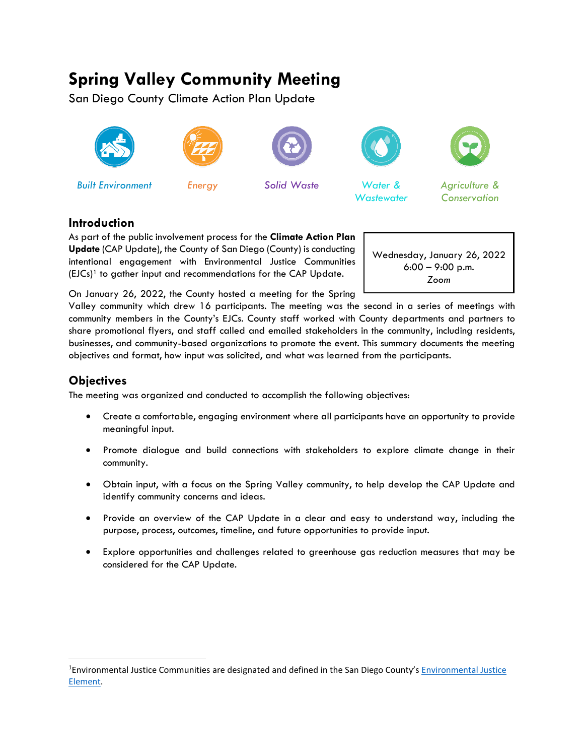# Spring Valley Community Meeting

San Diego County Climate Action Plan Update

*Built Environment* *Energy* *Solid Waste* *Water & Wastewater* *Agriculture & Conservation*

## Introduction

Wednesday, January 26, 2022
6:00 – 9:00 p.m.
*Zoom*

As part of the public involvement process for the **Climate Action Plan Update** (CAP Update), the County of San Diego (County) is conducting intentional engagement with Environmental Justice Communities (EJCs)[1] to gather input and recommendations for the CAP Update.

On January 26, 2022, the County hosted a meeting for the Spring Valley community which drew 16 participants. The meeting was the second in a series of meetings with community members in the County's EJCs. County staff worked with County departments and partners to share promotional flyers, and staff called and emailed stakeholders in the community, including residents, businesses, and community-based organizations to promote the event. This summary documents the meeting objectives and format, how input was solicited, and what was learned from the participants.

## Objectives

The meeting was organized and conducted to accomplish the following objectives:

- Create a comfortable, engaging environment where all participants have an opportunity to provide meaningful input.
- Promote dialogue and build connections with stakeholders to explore climate change in their community.
- Obtain input, with a focus on the Spring Valley community, to help develop the CAP Update and identify community concerns and ideas.
- Provide an overview of the CAP Update in a clear and easy to understand way, including the purpose, process, outcomes, timeline, and future opportunities to provide input.
- Explore opportunities and challenges related to greenhouse gas reduction measures that may be considered for the CAP Update.

---

[1] Environmental Justice Communities are designated and defined in the San Diego County's Environmental Justice Element.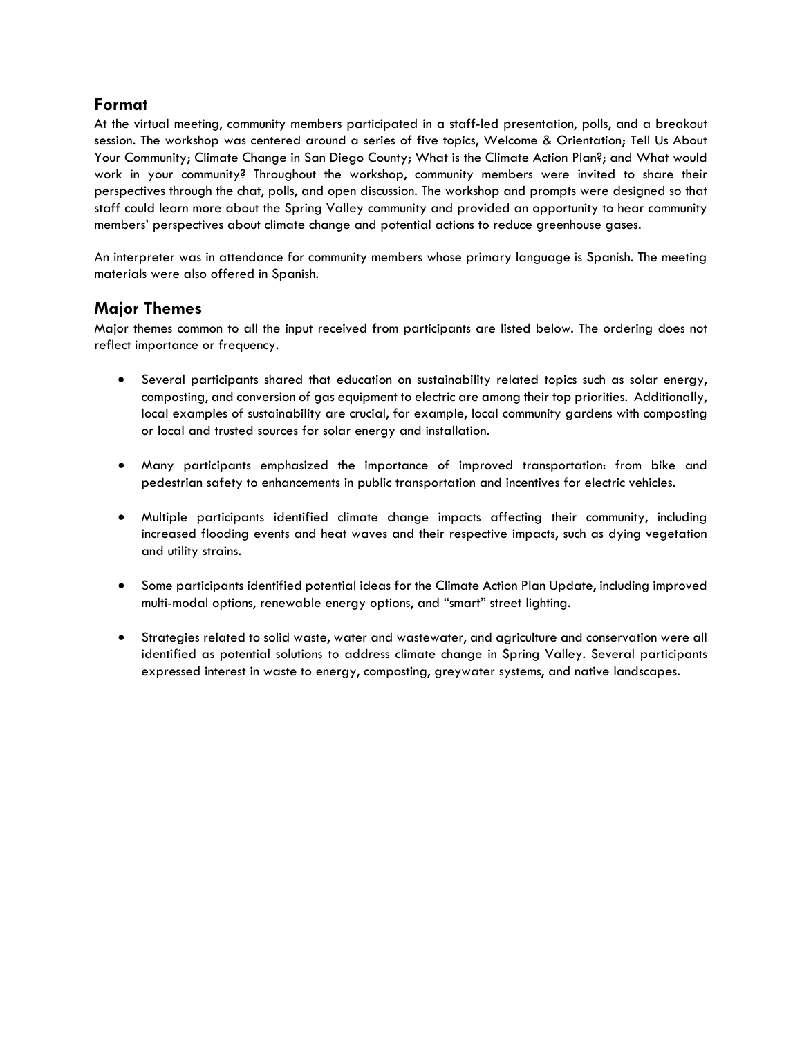## Format

At the virtual meeting, community members participated in a staff-led presentation, polls, and a breakout session. The workshop was centered around a series of five topics, Welcome & Orientation; Tell Us About Your Community; Climate Change in San Diego County; What is the Climate Action Plan?; and What would work in your community? Throughout the workshop, community members were invited to share their perspectives through the chat, polls, and open discussion. The workshop and prompts were designed so that staff could learn more about the Spring Valley community and provided an opportunity to hear community members' perspectives about climate change and potential actions to reduce greenhouse gases.

An interpreter was in attendance for community members whose primary language is Spanish. The meeting materials were also offered in Spanish.

## Major Themes

Major themes common to all the input received from participants are listed below. The ordering does not reflect importance or frequency.

- Several participants shared that education on sustainability related topics such as solar energy, composting, and conversion of gas equipment to electric are among their top priorities. Additionally, local examples of sustainability are crucial, for example, local community gardens with composting or local and trusted sources for solar energy and installation.
- Many participants emphasized the importance of improved transportation: from bike and pedestrian safety to enhancements in public transportation and incentives for electric vehicles.
- Multiple participants identified climate change impacts affecting their community, including increased flooding events and heat waves and their respective impacts, such as dying vegetation and utility strains.
- Some participants identified potential ideas for the Climate Action Plan Update, including improved multi-modal options, renewable energy options, and "smart" street lighting.
- Strategies related to solid waste, water and wastewater, and agriculture and conservation were all identified as potential solutions to address climate change in Spring Valley. Several participants expressed interest in waste to energy, composting, greywater systems, and native landscapes.